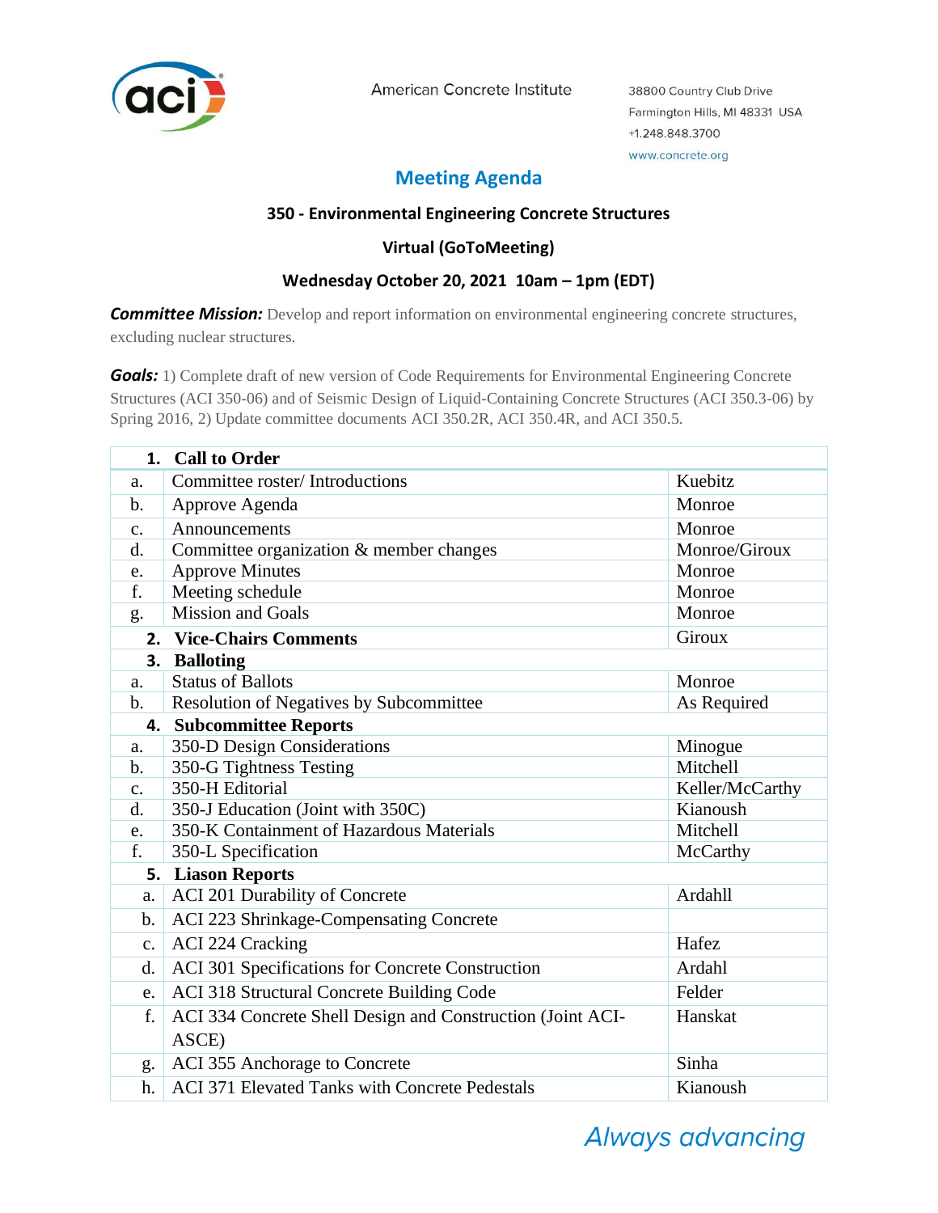American Concrete Institute

38800 Country Club Drive
Farmington Hills, MI 48331 USA
+1.248.848.3700
www.concrete.org

# Meeting Agenda

## 350 - Environmental Engineering Concrete Structures

### Virtual (GoToMeeting)

### Wednesday October 20, 2021 10am – 1pm (EDT)

***Committee Mission:*** Develop and report information on environmental engineering concrete structures, excluding nuclear structures.

***Goals:*** 1) Complete draft of new version of Code Requirements for Environmental Engineering Concrete Structures (ACI 350-06) and of Seismic Design of Liquid-Containing Concrete Structures (ACI 350.3-06) by Spring 2016, 2) Update committee documents ACI 350.2R, ACI 350.4R, and ACI 350.5.

| | | |
|---|---|---|
| **1.** | **Call to Order** | |
| a. | Committee roster/ Introductions | Kuebitz |
| b. | Approve Agenda | Monroe |
| c. | Announcements | Monroe |
| d. | Committee organization & member changes | Monroe/Giroux |
| e. | Approve Minutes | Monroe |
| f. | Meeting schedule | Monroe |
| g. | Mission and Goals | Monroe |
| **2.** | **Vice-Chairs Comments** | Giroux |
| **3.** | **Balloting** | |
| a. | Status of Ballots | Monroe |
| b. | Resolution of Negatives by Subcommittee | As Required |
| **4.** | **Subcommittee Reports** | |
| a. | 350-D Design Considerations | Minogue |
| b. | 350-G Tightness Testing | Mitchell |
| c. | 350-H Editorial | Keller/McCarthy |
| d. | 350-J Education (Joint with 350C) | Kianoush |
| e. | 350-K Containment of Hazardous Materials | Mitchell |
| f. | 350-L Specification | McCarthy |
| **5.** | **Liason Reports** | |
| a. | ACI 201 Durability of Concrete | Ardahll |
| b. | ACI 223 Shrinkage-Compensating Concrete | |
| c. | ACI 224 Cracking | Hafez |
| d. | ACI 301 Specifications for Concrete Construction | Ardahl |
| e. | ACI 318 Structural Concrete Building Code | Felder |
| f. | ACI 334 Concrete Shell Design and Construction (Joint ACI-ASCE) | Hanskat |
| g. | ACI 355 Anchorage to Concrete | Sinha |
| h. | ACI 371 Elevated Tanks with Concrete Pedestals | Kianoush |

*Always advancing*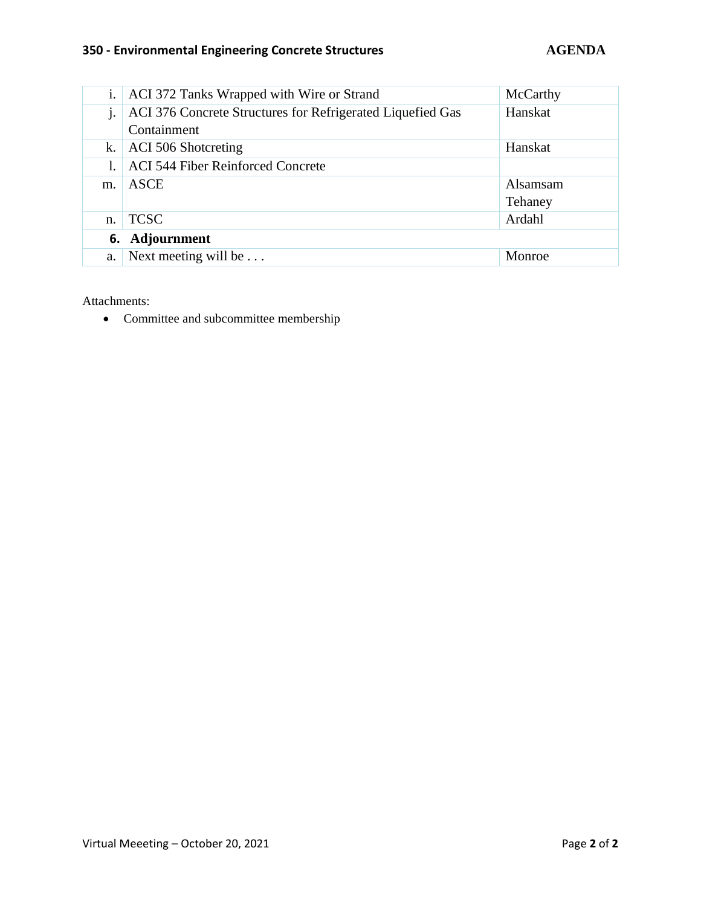| | | |
|---|---|---|
| i. | ACI 372 Tanks Wrapped with Wire or Strand | McCarthy |
| j. | ACI 376 Concrete Structures for Refrigerated Liquefied Gas Containment | Hanskat |
| k. | ACI 506 Shotcreting | Hanskat |
| l. | ACI 544 Fiber Reinforced Concrete | |
| m. | ASCE | Alsamsam Tehaney |
| n. | TCSC | Ardahl |
| **6.** | **Adjournment** | |
| a. | Next meeting will be . . . | Monroe |

Attachments:

- Committee and subcommittee membership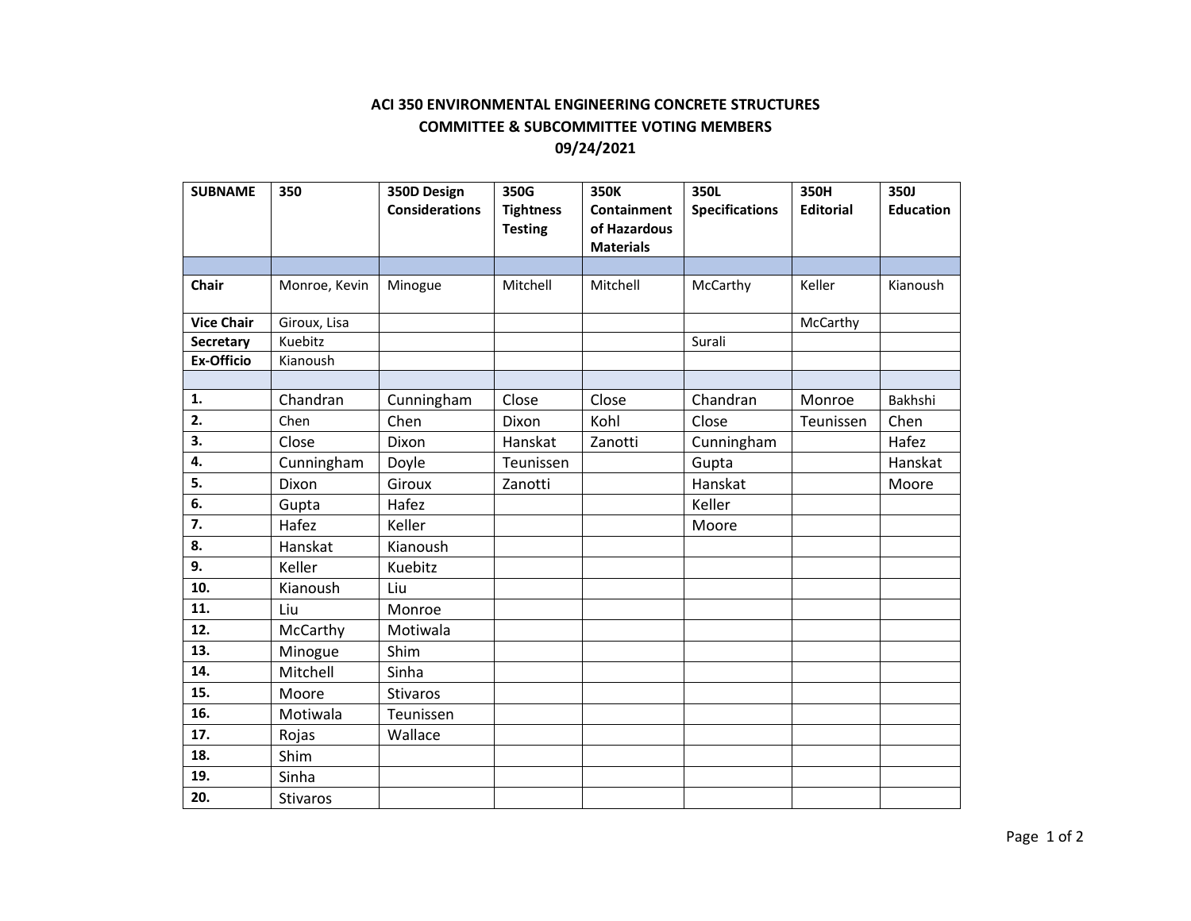# ACI 350 ENVIRONMENTAL ENGINEERING CONCRETE STRUCTURES
## COMMITTEE & SUBCOMMITTEE VOTING MEMBERS
### 09/24/2021

| SUBNAME | 350 | 350D Design Considerations | 350G Tightness Testing | 350K Containment of Hazardous Materials | 350L Specifications | 350H Editorial | 350J Education |
|---|---|---|---|---|---|---|---|
| | | | | | | | |
| **Chair** | Monroe, Kevin | Minogue | Mitchell | Mitchell | McCarthy | Keller | Kianoush |
| **Vice Chair** | Giroux, Lisa | | | | | McCarthy | |
| **Secretary** | Kuebitz | | | | Surali | | |
| **Ex-Officio** | Kianoush | | | | | | |
| | | | | | | | |
| **1.** | Chandran | Cunningham | Close | Close | Chandran | Monroe | Bakhshi |
| **2.** | Chen | Chen | Dixon | Kohl | Close | Teunissen | Chen |
| **3.** | Close | Dixon | Hanskat | Zanotti | Cunningham | | Hafez |
| **4.** | Cunningham | Doyle | Teunissen | | Gupta | | Hanskat |
| **5.** | Dixon | Giroux | Zanotti | | Hanskat | | Moore |
| **6.** | Gupta | Hafez | | | Keller | | |
| **7.** | Hafez | Keller | | | Moore | | |
| **8.** | Hanskat | Kianoush | | | | | |
| **9.** | Keller | Kuebitz | | | | | |
| **10.** | Kianoush | Liu | | | | | |
| **11.** | Liu | Monroe | | | | | |
| **12.** | McCarthy | Motiwala | | | | | |
| **13.** | Minogue | Shim | | | | | |
| **14.** | Mitchell | Sinha | | | | | |
| **15.** | Moore | Stivaros | | | | | |
| **16.** | Motiwala | Teunissen | | | | | |
| **17.** | Rojas | Wallace | | | | | |
| **18.** | Shim | | | | | | |
| **19.** | Sinha | | | | | | |
| **20.** | Stivaros | | | | | | |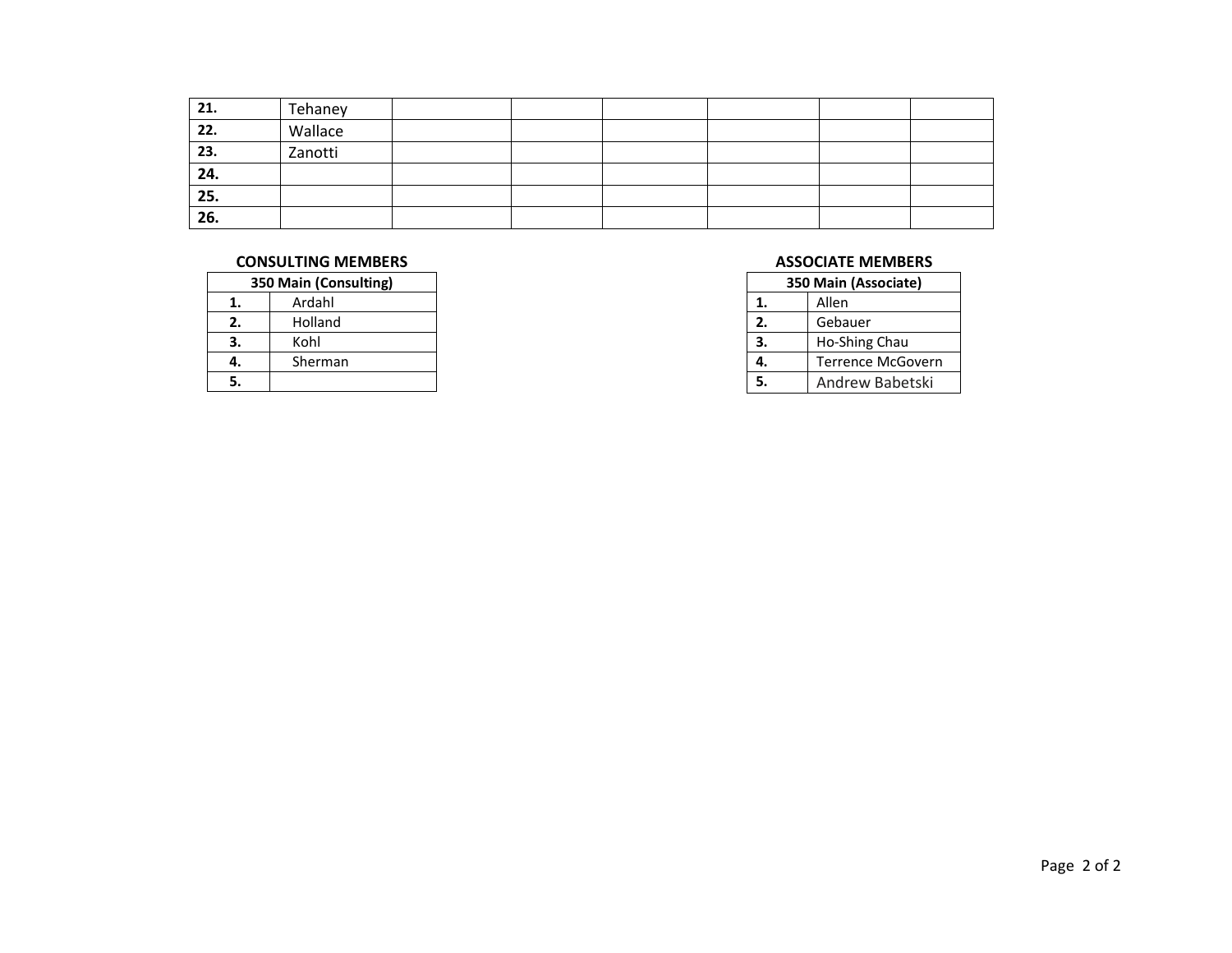| | | | | | | | |
|---|---|---|---|---|---|---|---|
| **21.** | Tehaney | | | | | | |
| **22.** | Wallace | | | | | | |
| **23.** | Zanotti | | | | | | |
| **24.** | | | | | | | |
| **25.** | | | | | | | |
| **26.** | | | | | | | |

**CONSULTING MEMBERS**

| 350 Main (Consulting) | |
|---|---|
| **1.** | Ardahl |
| **2.** | Holland |
| **3.** | Kohl |
| **4.** | Sherman |
| **5.** | |

**ASSOCIATE MEMBERS**

| 350 Main (Associate) | |
|---|---|
| **1.** | Allen |
| **2.** | Gebauer |
| **3.** | Ho-Shing Chau |
| **4.** | Terrence McGovern |
| **5.** | Andrew Babetski |